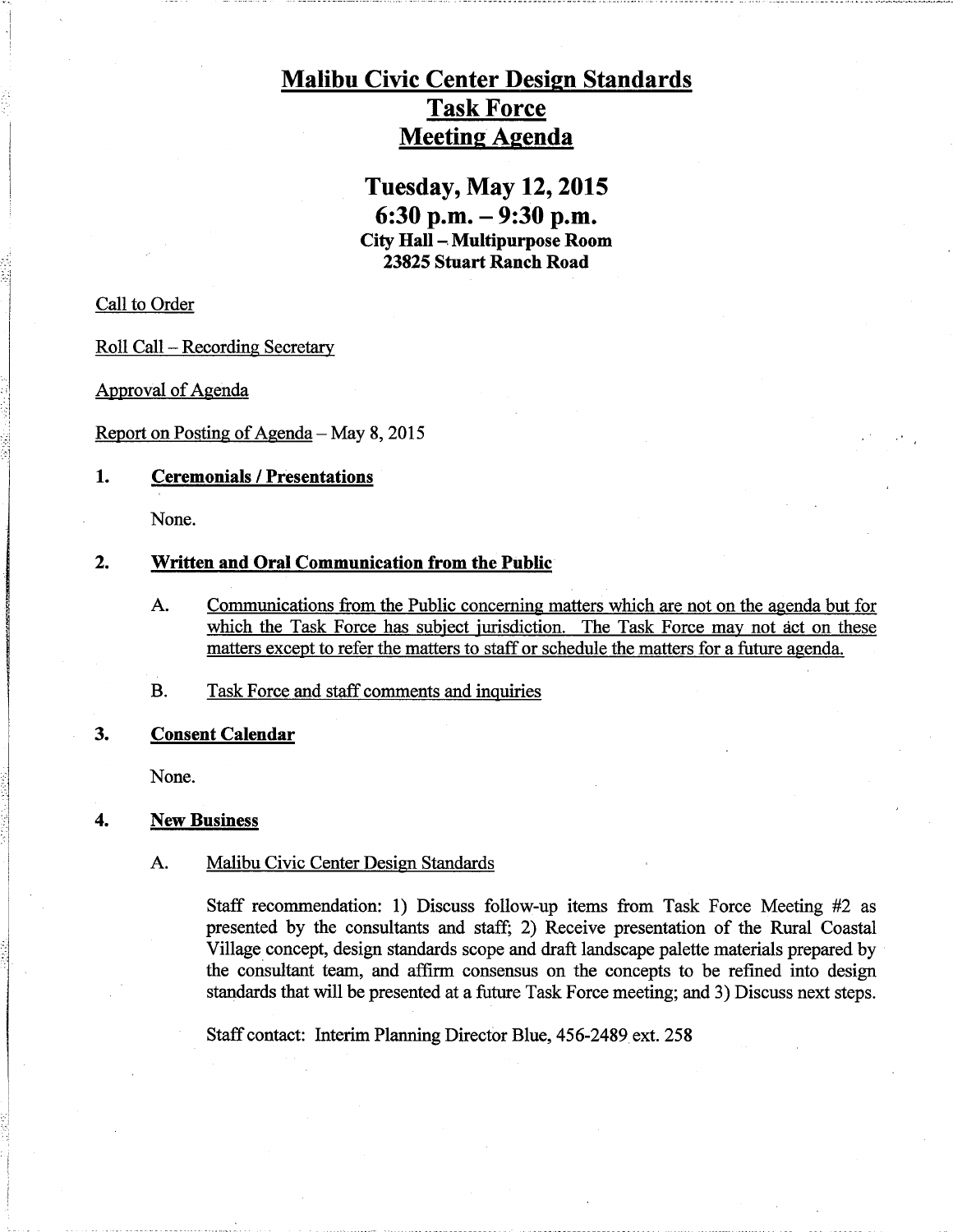# Malibu Civic Center Design Standards
# Task Force
# Meeting Agenda

## Tuesday, May 12, 2015
## 6:30 p.m. – 9:30 p.m.
**City Hall – Multipurpose Room**
**23825 Stuart Ranch Road**

Call to Order

Roll Call – Recording Secretary

Approval of Agenda

Report on Posting of Agenda – May 8, 2015

**1. Ceremonials / Presentations**

None.

**2. Written and Oral Communication from the Public**

A. Communications from the Public concerning matters which are not on the agenda but for which the Task Force has subject jurisdiction. The Task Force may not act on these matters except to refer the matters to staff or schedule the matters for a future agenda.

B. Task Force and staff comments and inquiries

**3. Consent Calendar**

None.

**4. New Business**

A. Malibu Civic Center Design Standards

Staff recommendation: 1) Discuss follow-up items from Task Force Meeting #2 as presented by the consultants and staff; 2) Receive presentation of the Rural Coastal Village concept, design standards scope and draft landscape palette materials prepared by the consultant team, and affirm consensus on the concepts to be refined into design standards that will be presented at a future Task Force meeting; and 3) Discuss next steps.

Staff contact: Interim Planning Director Blue, 456-2489 ext. 258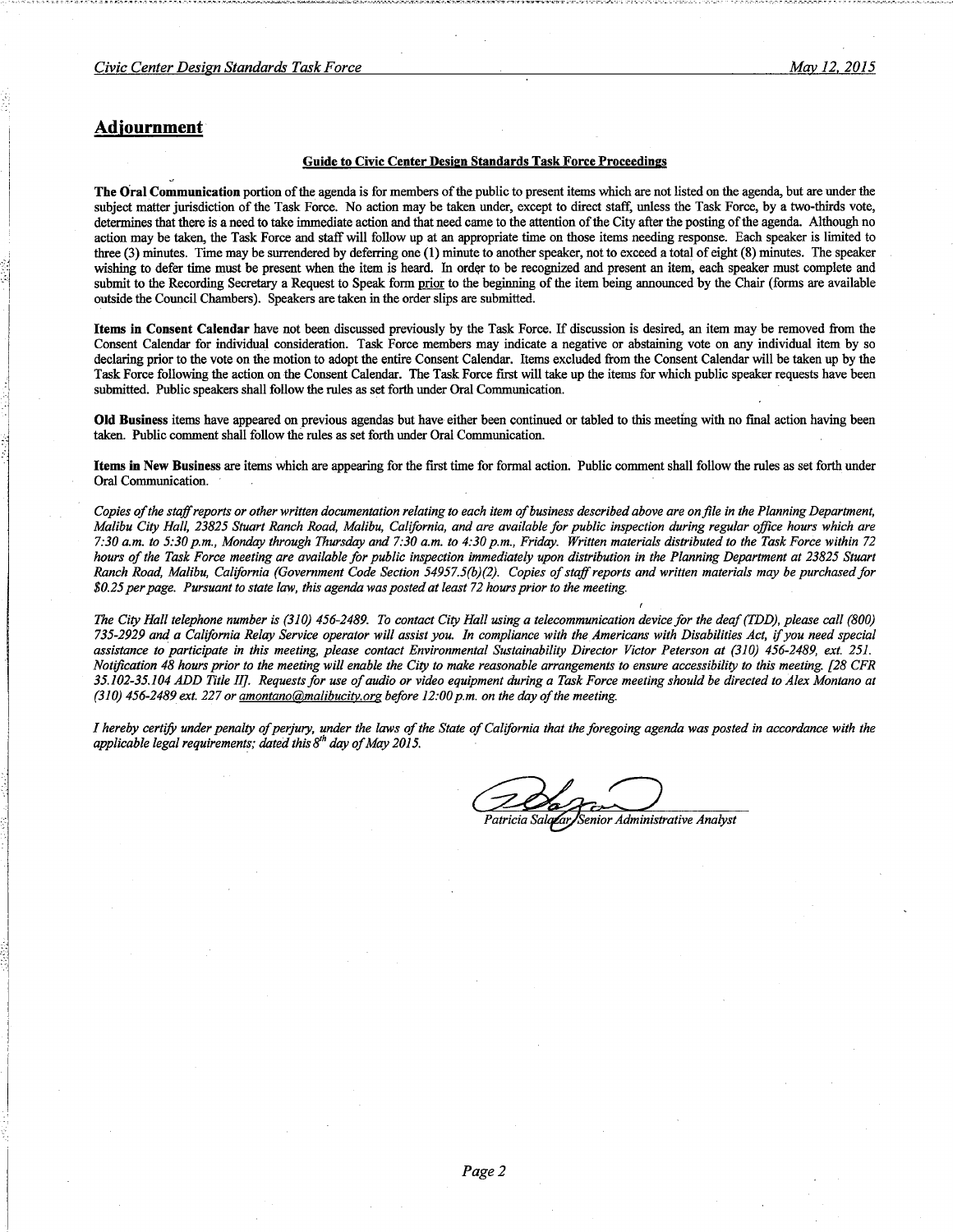## Adjournment

**Guide to Civic Center Design Standards Task Force Proceedings**

**The Oral Communication** portion of the agenda is for members of the public to present items which are not listed on the agenda, but are under the subject matter jurisdiction of the Task Force. No action may be taken under, except to direct staff, unless the Task Force, by a two-thirds vote, determines that there is a need to take immediate action and that need came to the attention of the City after the posting of the agenda. Although no action may be taken, the Task Force and staff will follow up at an appropriate time on those items needing response. Each speaker is limited to three (3) minutes. Time may be surrendered by deferring one (1) minute to another speaker, not to exceed a total of eight (8) minutes. The speaker wishing to defer time must be present when the item is heard. In order to be recognized and present an item, each speaker must complete and submit to the Recording Secretary a Request to Speak form prior to the beginning of the item being announced by the Chair (forms are available outside the Council Chambers). Speakers are taken in the order slips are submitted.

**Items in Consent Calendar** have not been discussed previously by the Task Force. If discussion is desired, an item may be removed from the Consent Calendar for individual consideration. Task Force members may indicate a negative or abstaining vote on any individual item by so declaring prior to the vote on the motion to adopt the entire Consent Calendar. Items excluded from the Consent Calendar will be taken up by the Task Force following the action on the Consent Calendar. The Task Force first will take up the items for which public speaker requests have been submitted. Public speakers shall follow the rules as set forth under Oral Communication.

**Old Business** items have appeared on previous agendas but have either been continued or tabled to this meeting with no final action having been taken. Public comment shall follow the rules as set forth under Oral Communication.

**Items in New Business** are items which are appearing for the first time for formal action. Public comment shall follow the rules as set forth under Oral Communication.

*Copies of the staff reports or other written documentation relating to each item of business described above are on file in the Planning Department, Malibu City Hall, 23825 Stuart Ranch Road, Malibu, California, and are available for public inspection during regular office hours which are 7:30 a.m. to 5:30 p.m., Monday through Thursday and 7:30 a.m. to 4:30 p.m., Friday. Written materials distributed to the Task Force within 72 hours of the Task Force meeting are available for public inspection immediately upon distribution in the Planning Department at 23825 Stuart Ranch Road, Malibu, California (Government Code Section 54957.5(b)(2). Copies of staff reports and written materials may be purchased for $0.25 per page. Pursuant to state law, this agenda was posted at least 72 hours prior to the meeting.*

*The City Hall telephone number is (310) 456-2489. To contact City Hall using a telecommunication device for the deaf (TDD), please call (800) 735-2929 and a California Relay Service operator will assist you. In compliance with the Americans with Disabilities Act, if you need special assistance to participate in this meeting, please contact Environmental Sustainability Director Victor Peterson at (310) 456-2489, ext. 251. Notification 48 hours prior to the meeting will enable the City to make reasonable arrangements to ensure accessibility to this meeting. [28 CFR 35.102-35.104 ADD Title II]. Requests for use of audio or video equipment during a Task Force meeting should be directed to Alex Montano at (310) 456-2489 ext. 227 or amontano@malibucity.org before 12:00 p.m. on the day of the meeting.*

*I hereby certify under penalty of perjury, under the laws of the State of California that the foregoing agenda was posted in accordance with the applicable legal requirements; dated this 8th day of May 2015.*

*Patricia Salazar, Senior Administrative Analyst*